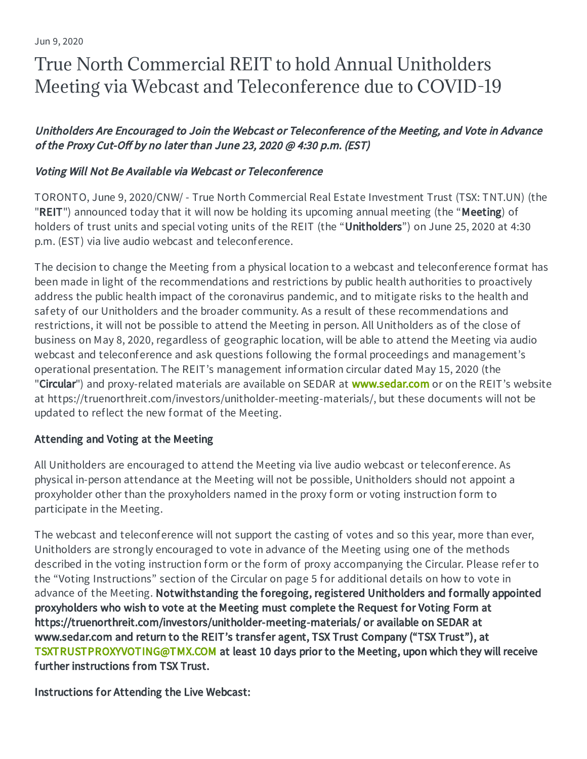Jun 9, 2020

# True North Commercial REIT to hold Annual Unitholders Meeting via Webcast and Teleconference due to COVID-19

*Unitholders Are Encouraged to Join the Webcast or Teleconference of the Meeting, and Vote in Advance of the Proxy Cut-Off by no later than June 23, 2020 @ 4:30 p.m. (EST)*

*Voting Will Not Be Available via Webcast or Teleconference*

TORONTO, June 9, 2020/CNW/ - True North Commercial Real Estate Investment Trust (TSX: TNT.UN) (the "**REIT**") announced today that it will now be holding its upcoming annual meeting (the "**Meeting**) of holders of trust units and special voting units of the REIT (the "**Unitholders**") on June 25, 2020 at 4:30 p.m. (EST) via live audio webcast and teleconference.

The decision to change the Meeting from a physical location to a webcast and teleconference format has been made in light of the recommendations and restrictions by public health authorities to proactively address the public health impact of the coronavirus pandemic, and to mitigate risks to the health and safety of our Unitholders and the broader community. As a result of these recommendations and restrictions, it will not be possible to attend the Meeting in person. All Unitholders as of the close of business on May 8, 2020, regardless of geographic location, will be able to attend the Meeting via audio webcast and teleconference and ask questions following the formal proceedings and management's operational presentation. The REIT's management information circular dated May 15, 2020 (the "**Circular**") and proxy-related materials are available on SEDAR at www.sedar.com or on the REIT's website at https://truenorthreit.com/investors/unitholder-meeting-materials/, but these documents will not be updated to reflect the new format of the Meeting.

**Attending and Voting at the Meeting**

All Unitholders are encouraged to attend the Meeting via live audio webcast or teleconference. As physical in-person attendance at the Meeting will not be possible, Unitholders should not appoint a proxyholder other than the proxyholders named in the proxy form or voting instruction form to participate in the Meeting.

The webcast and teleconference will not support the casting of votes and so this year, more than ever, Unitholders are strongly encouraged to vote in advance of the Meeting using one of the methods described in the voting instruction form or the form of proxy accompanying the Circular. Please refer to the "Voting Instructions" section of the Circular on page 5 for additional details on how to vote in advance of the Meeting. **Notwithstanding the foregoing, registered Unitholders and formally appointed proxyholders who wish to vote at the Meeting must complete the Request for Voting Form at https://truenorthreit.com/investors/unitholder-meeting-materials/ or available on SEDAR at www.sedar.com and return to the REIT's transfer agent, TSX Trust Company ("TSX Trust"), at TSXTRUSTPROXYVOTING@TMX.COM at least 10 days prior to the Meeting, upon which they will receive further instructions from TSX Trust.**

**Instructions for Attending the Live Webcast:**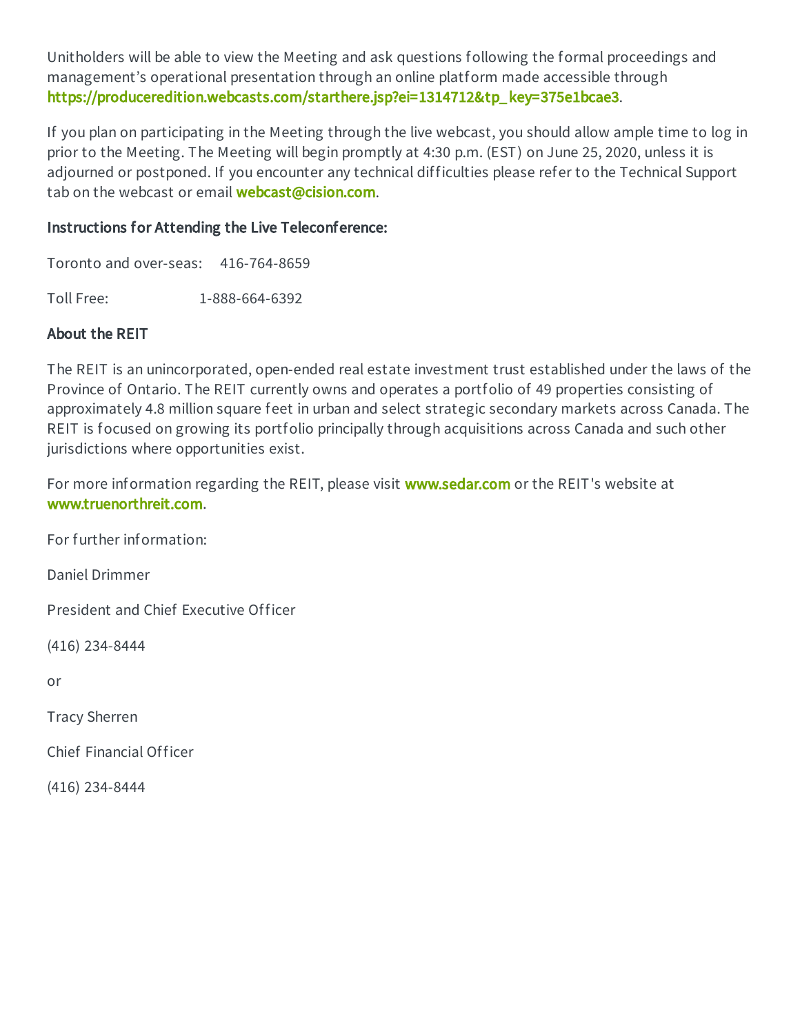Unitholders will be able to view the Meeting and ask questions following the formal proceedings and management's operational presentation through an online platform made accessible through https://produceredition.webcasts.com/starthere.jsp?ei=1314712&tp_key=375e1bcae3.

If you plan on participating in the Meeting through the live webcast, you should allow ample time to log in prior to the Meeting. The Meeting will begin promptly at 4:30 p.m. (EST) on June 25, 2020, unless it is adjourned or postponed. If you encounter any technical difficulties please refer to the Technical Support tab on the webcast or email webcast@cision.com.

**Instructions for Attending the Live Teleconference:**

Toronto and over-seas: 416-764-8659

Toll Free: 1-888-664-6392

**About the REIT**

The REIT is an unincorporated, open-ended real estate investment trust established under the laws of the Province of Ontario. The REIT currently owns and operates a portfolio of 49 properties consisting of approximately 4.8 million square feet in urban and select strategic secondary markets across Canada. The REIT is focused on growing its portfolio principally through acquisitions across Canada and such other jurisdictions where opportunities exist.

For more information regarding the REIT, please visit www.sedar.com or the REIT's website at www.truenorthreit.com.

For further information:

Daniel Drimmer

President and Chief Executive Officer

(416) 234-8444

or

Tracy Sherren

Chief Financial Officer

(416) 234-8444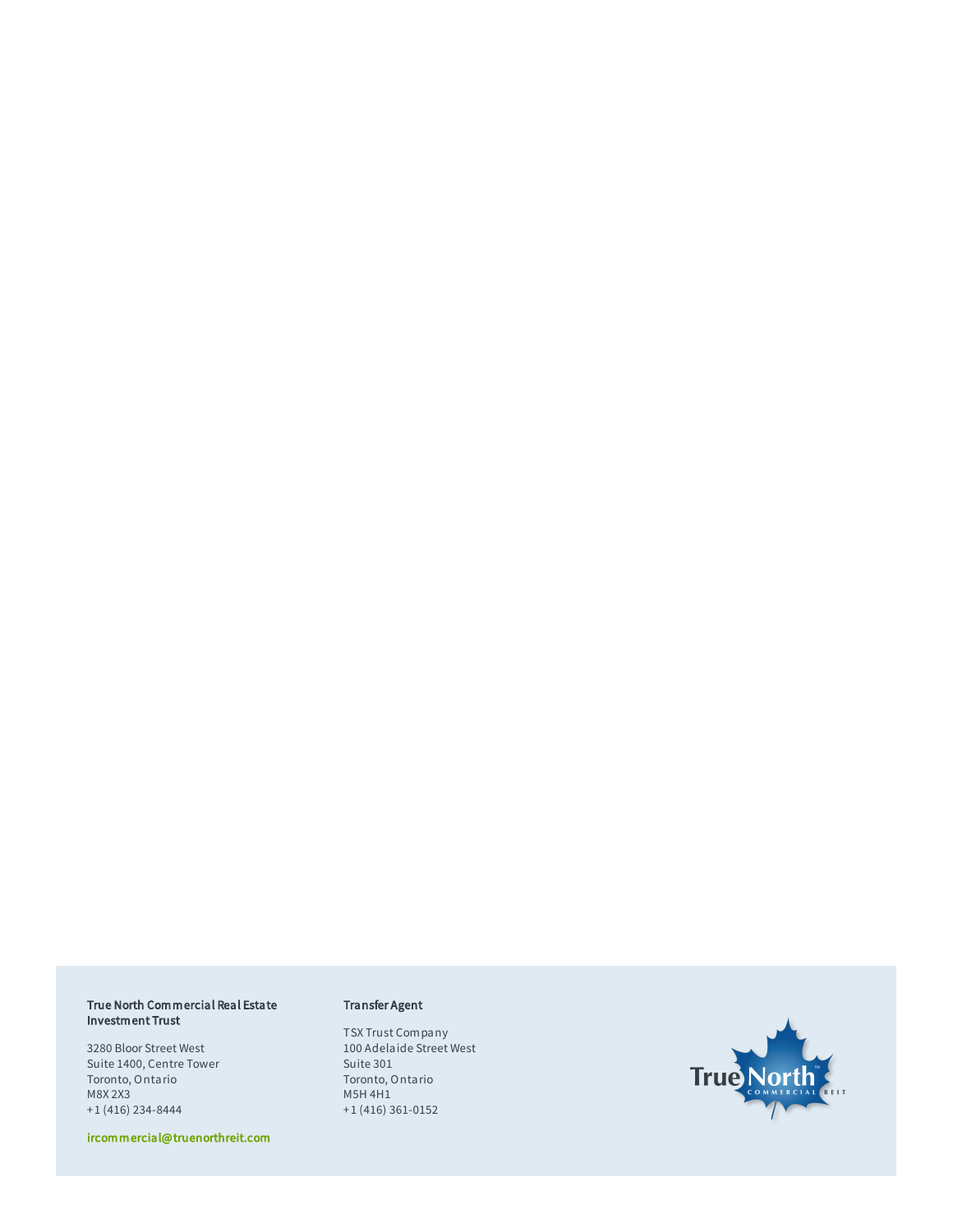**True North Commercial Real Estate Investment Trust**

3280 Bloor Street West
Suite 1400, Centre Tower
Toronto, Ontario
M8X 2X3
+1 (416) 234-8444

ircommercial@truenorthreit.com

**Transfer Agent**

TSX Trust Company
100 Adelaide Street West
Suite 301
Toronto, Ontario
M5H 4H1
+1 (416) 361-0152